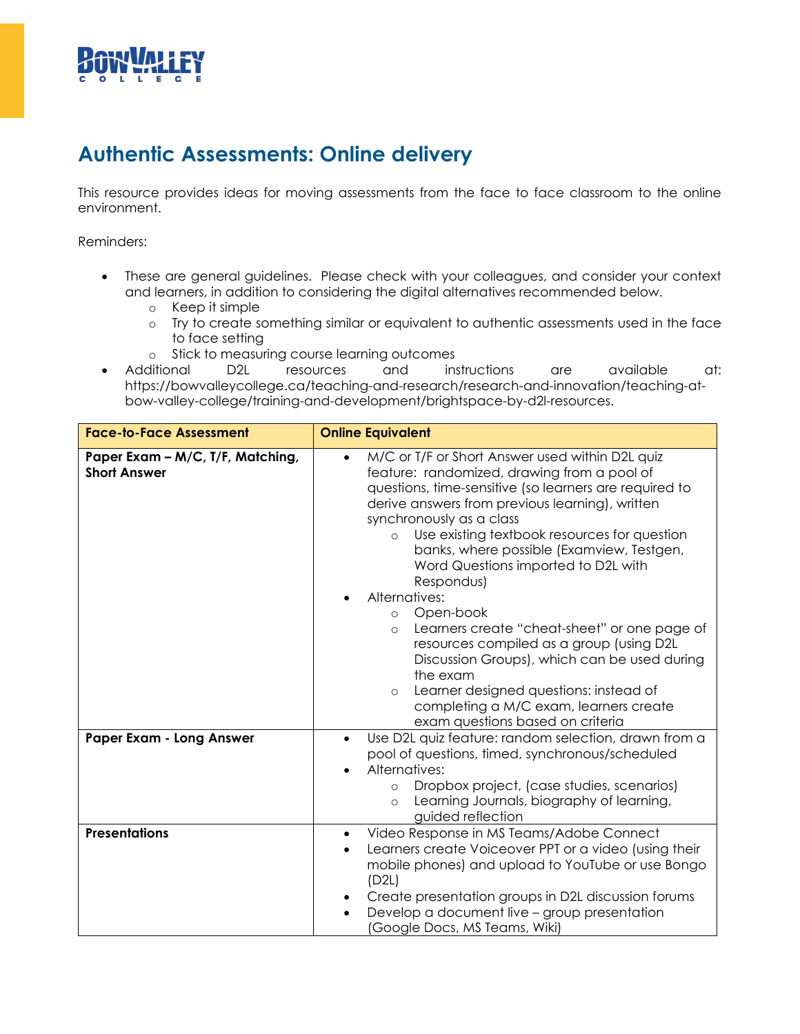# Authentic Assessments: Online delivery

This resource provides ideas for moving assessments from the face to face classroom to the online environment.

Reminders:

- These are general guidelines. Please check with your colleagues, and consider your context and learners, in addition to considering the digital alternatives recommended below.
  - Keep it simple
  - Try to create something similar or equivalent to authentic assessments used in the face to face setting
  - Stick to measuring course learning outcomes
- Additional D2L resources and instructions are available at: https://bowvalleycollege.ca/teaching-and-research/research-and-innovation/teaching-at-bow-valley-college/training-and-development/brightspace-by-d2l-resources.

| Face-to-Face Assessment | Online Equivalent |
|---|---|
| **Paper Exam – M/C, T/F, Matching, Short Answer** | • M/C or T/F or Short Answer used within D2L quiz feature: randomized, drawing from a pool of questions, time-sensitive (so learners are required to derive answers from previous learning), written synchronously as a class<br>&nbsp;&nbsp;&nbsp;&nbsp;○ Use existing textbook resources for question banks, where possible (Examview, Testgen, Word Questions imported to D2L with Respondus)<br>• Alternatives:<br>&nbsp;&nbsp;&nbsp;&nbsp;○ Open-book<br>&nbsp;&nbsp;&nbsp;&nbsp;○ Learners create "cheat-sheet" or one page of resources compiled as a group (using D2L Discussion Groups), which can be used during the exam<br>&nbsp;&nbsp;&nbsp;&nbsp;○ Learner designed questions: instead of completing a M/C exam, learners create exam questions based on criteria |
| **Paper Exam - Long Answer** | • Use D2L quiz feature: random selection, drawn from a pool of questions, timed, synchronous/scheduled<br>• Alternatives:<br>&nbsp;&nbsp;&nbsp;&nbsp;○ Dropbox project, (case studies, scenarios)<br>&nbsp;&nbsp;&nbsp;&nbsp;○ Learning Journals, biography of learning, guided reflection |
| **Presentations** | • Video Response in MS Teams/Adobe Connect<br>• Learners create Voiceover PPT or a video (using their mobile phones) and upload to YouTube or use Bongo (D2L)<br>• Create presentation groups in D2L discussion forums<br>• Develop a document live – group presentation (Google Docs, MS Teams, Wiki) |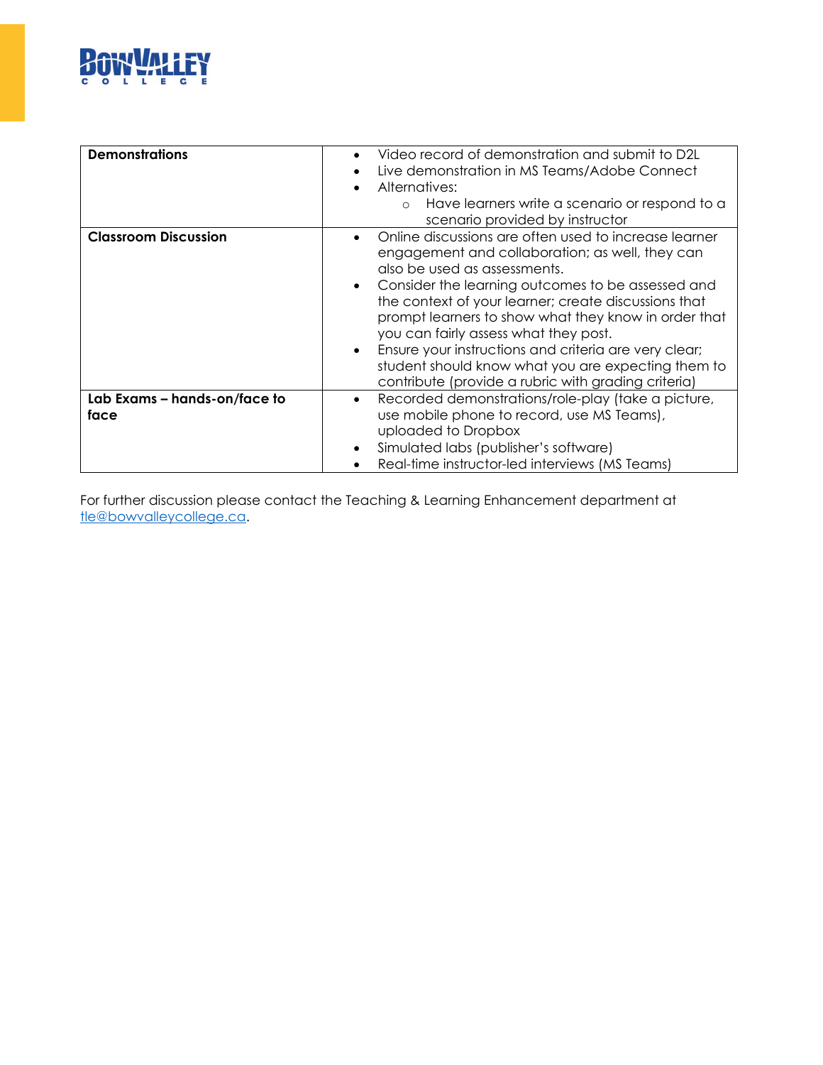| | |
|---|---|
| **Demonstrations** | • Video record of demonstration and submit to D2L<br>• Live demonstration in MS Teams/Adobe Connect<br>• Alternatives:<br>&nbsp;&nbsp;&nbsp;&nbsp;○ Have learners write a scenario or respond to a scenario provided by instructor |
| **Classroom Discussion** | • Online discussions are often used to increase learner engagement and collaboration; as well, they can also be used as assessments.<br>• Consider the learning outcomes to be assessed and the context of your learner; create discussions that prompt learners to show what they know in order that you can fairly assess what they post.<br>• Ensure your instructions and criteria are very clear; student should know what you are expecting them to contribute (provide a rubric with grading criteria) |
| **Lab Exams – hands-on/face to face** | • Recorded demonstrations/role-play (take a picture, use mobile phone to record, use MS Teams), uploaded to Dropbox<br>• Simulated labs (publisher's software)<br>• Real-time instructor-led interviews (MS Teams) |

For further discussion please contact the Teaching & Learning Enhancement department at [tle@bowvalleycollege.ca](mailto:tle@bowvalleycollege.ca).